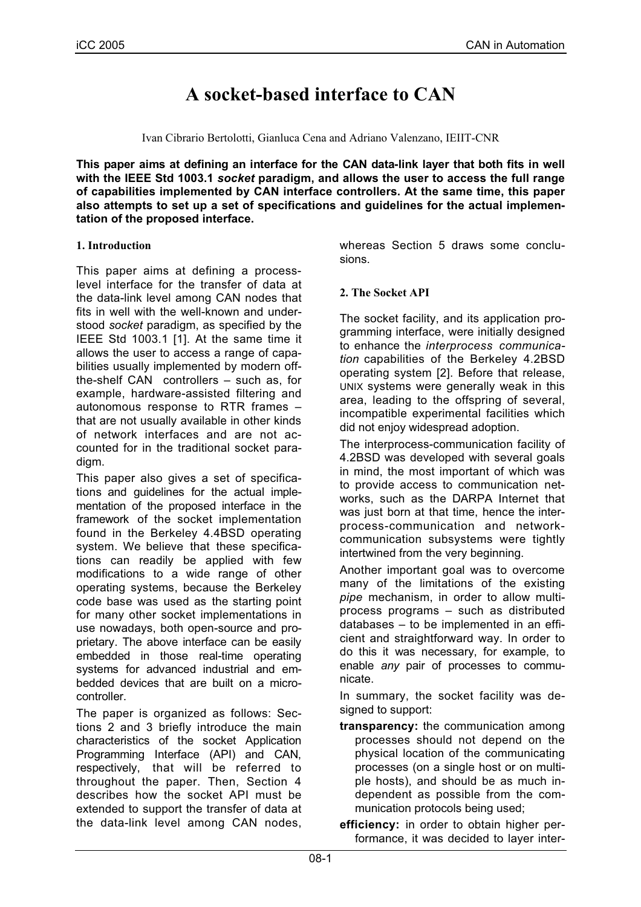# A socket-based interface to CAN

Ivan Cibrario Bertolotti, Gianluca Cena and Adriano Valenzano, IEIIT-CNR

**This paper aims at defining an interface for the CAN data-link layer that both fits in well with the IEEE Std 1003.1 *socket* paradigm, and allows the user to access the full range of capabilities implemented by CAN interface controllers. At the same time, this paper also attempts to set up a set of specifications and guidelines for the actual implementation of the proposed interface.**

## 1. Introduction

This paper aims at defining a process-level interface for the transfer of data at the data-link level among CAN nodes that fits in well with the well-known and understood *socket* paradigm, as specified by the IEEE Std 1003.1 [1]. At the same time it allows the user to access a range of capabilities usually implemented by modern off-the-shelf CAN controllers – such as, for example, hardware-assisted filtering and autonomous response to RTR frames – that are not usually available in other kinds of network interfaces and are not accounted for in the traditional socket paradigm.

This paper also gives a set of specifications and guidelines for the actual implementation of the proposed interface in the framework of the socket implementation found in the Berkeley 4.4BSD operating system. We believe that these specifications can readily be applied with few modifications to a wide range of other operating systems, because the Berkeley code base was used as the starting point for many other socket implementations in use nowadays, both open-source and proprietary. The above interface can be easily embedded in those real-time operating systems for advanced industrial and embedded devices that are built on a micro-controller.

The paper is organized as follows: Sections 2 and 3 briefly introduce the main characteristics of the socket Application Programming Interface (API) and CAN, respectively, that will be referred to throughout the paper. Then, Section 4 describes how the socket API must be extended to support the transfer of data at the data-link level among CAN nodes, whereas Section 5 draws some conclusions.

## 2. The Socket API

The socket facility, and its application programming interface, were initially designed to enhance the *interprocess communication* capabilities of the Berkeley 4.2BSD operating system [2]. Before that release, UNIX systems were generally weak in this area, leading to the offspring of several, incompatible experimental facilities which did not enjoy widespread adoption.

The interprocess-communication facility of 4.2BSD was developed with several goals in mind, the most important of which was to provide access to communication networks, such as the DARPA Internet that was just born at that time, hence the interprocess-communication and network-communication subsystems were tightly intertwined from the very beginning.

Another important goal was to overcome many of the limitations of the existing *pipe* mechanism, in order to allow multi-process programs – such as distributed databases – to be implemented in an efficient and straightforward way. In order to do this it was necessary, for example, to enable *any* pair of processes to communicate.

In summary, the socket facility was designed to support:

- **transparency:** the communication among processes should not depend on the physical location of the communicating processes (on a single host or on multiple hosts), and should be as much independent as possible from the communication protocols being used;
- **efficiency:** in order to obtain higher performance, it was decided to layer inter-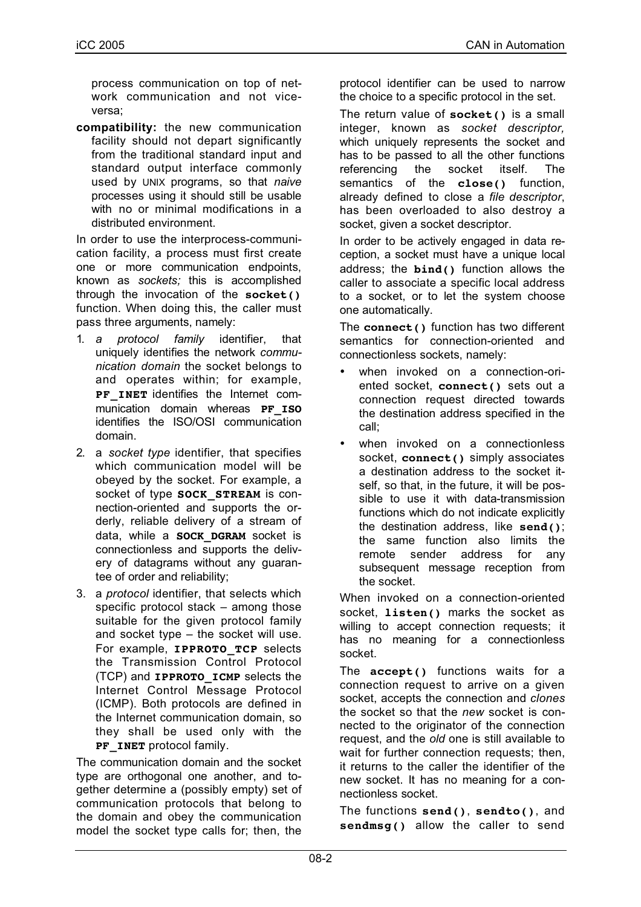process communication on top of network communication and not vice-versa;

**compatibility:** the new communication facility should not depart significantly from the traditional standard input and standard output interface commonly used by UNIX programs, so that *naive* processes using it should still be usable with no or minimal modifications in a distributed environment.

In order to use the interprocess-communication facility, a process must first create one or more communication endpoints, known as *sockets;* this is accomplished through the invocation of the **socket()** function. When doing this, the caller must pass three arguments, namely:

1. *a protocol family* identifier, that uniquely identifies the network *communication domain* the socket belongs to and operates within; for example, **PF_INET** identifies the Internet communication domain whereas **PF_ISO** identifies the ISO/OSI communication domain.
2. a *socket type* identifier, that specifies which communication model will be obeyed by the socket. For example, a socket of type **SOCK_STREAM** is connection-oriented and supports the orderly, reliable delivery of a stream of data, while a **SOCK_DGRAM** socket is connectionless and supports the delivery of datagrams without any guarantee of order and reliability;
3. a *protocol* identifier, that selects which specific protocol stack – among those suitable for the given protocol family and socket type – the socket will use. For example, **IPPROTO_TCP** selects the Transmission Control Protocol (TCP) and **IPPROTO_ICMP** selects the Internet Control Message Protocol (ICMP). Both protocols are defined in the Internet communication domain, so they shall be used only with the **PF_INET** protocol family.

The communication domain and the socket type are orthogonal one another, and together determine a (possibly empty) set of communication protocols that belong to the domain and obey the communication model the socket type calls for; then, the protocol identifier can be used to narrow the choice to a specific protocol in the set.

The return value of **socket()** is a small integer, known as *socket descriptor,* which uniquely represents the socket and has to be passed to all the other functions referencing the socket itself. The semantics of the **close()** function, already defined to close a *file descriptor*, has been overloaded to also destroy a socket, given a socket descriptor.

In order to be actively engaged in data reception, a socket must have a unique local address; the **bind()** function allows the caller to associate a specific local address to a socket, or to let the system choose one automatically.

The **connect()** function has two different semantics for connection-oriented and connectionless sockets, namely:

- when invoked on a connection-oriented socket, **connect()** sets out a connection request directed towards the destination address specified in the call;
- when invoked on a connectionless socket, **connect()** simply associates a destination address to the socket itself, so that, in the future, it will be possible to use it with data-transmission functions which do not indicate explicitly the destination address, like **send()**; the same function also limits the remote sender address for any subsequent message reception from the socket.

When invoked on a connection-oriented socket, **listen()** marks the socket as willing to accept connection requests; it has no meaning for a connectionless socket.

The **accept()** functions waits for a connection request to arrive on a given socket, accepts the connection and *clones* the socket so that the *new* socket is connected to the originator of the connection request, and the *old* one is still available to wait for further connection requests; then, it returns to the caller the identifier of the new socket. It has no meaning for a connectionless socket.

The functions **send()**, **sendto()**, and **sendmsg()** allow the caller to send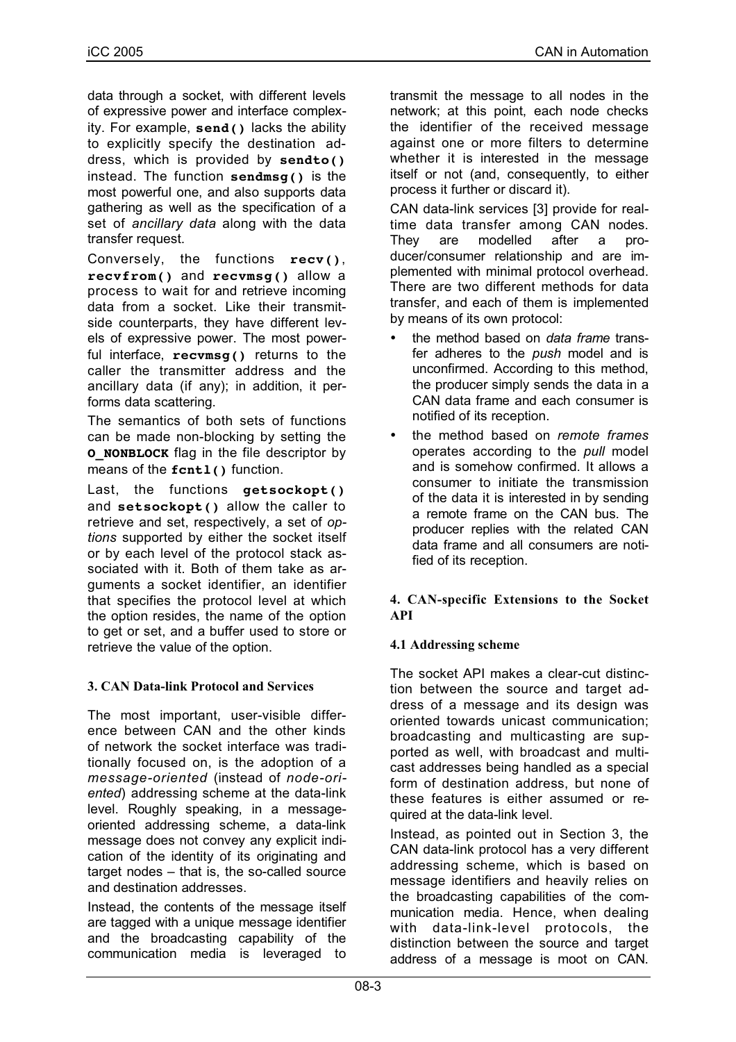data through a socket, with different levels of expressive power and interface complexity. For example, **send()** lacks the ability to explicitly specify the destination address, which is provided by **sendto()** instead. The function **sendmsg()** is the most powerful one, and also supports data gathering as well as the specification of a set of *ancillary data* along with the data transfer request.

Conversely, the functions **recv()**, **recvfrom()** and **recvmsg()** allow a process to wait for and retrieve incoming data from a socket. Like their transmit-side counterparts, they have different levels of expressive power. The most powerful interface, **recvmsg()** returns to the caller the transmitter address and the ancillary data (if any); in addition, it performs data scattering.

The semantics of both sets of functions can be made non-blocking by setting the **O_NONBLOCK** flag in the file descriptor by means of the **fcntl()** function.

Last, the functions **getsockopt()** and **setsockopt()** allow the caller to retrieve and set, respectively, a set of *options* supported by either the socket itself or by each level of the protocol stack associated with it. Both of them take as arguments a socket identifier, an identifier that specifies the protocol level at which the option resides, the name of the option to get or set, and a buffer used to store or retrieve the value of the option.

### 3. CAN Data-link Protocol and Services

The most important, user-visible difference between CAN and the other kinds of network the socket interface was traditionally focused on, is the adoption of a *message-oriented* (instead of *node-oriented*) addressing scheme at the data-link level. Roughly speaking, in a message-oriented addressing scheme, a data-link message does not convey any explicit indication of the identity of its originating and target nodes – that is, the so-called source and destination addresses.

Instead, the contents of the message itself are tagged with a unique message identifier and the broadcasting capability of the communication media is leveraged to transmit the message to all nodes in the network; at this point, each node checks the identifier of the received message against one or more filters to determine whether it is interested in the message itself or not (and, consequently, to either process it further or discard it).

CAN data-link services [3] provide for real-time data transfer among CAN nodes. They are modelled after a producer/consumer relationship and are implemented with minimal protocol overhead. There are two different methods for data transfer, and each of them is implemented by means of its own protocol:

- the method based on *data frame* transfer adheres to the *push* model and is unconfirmed. According to this method, the producer simply sends the data in a CAN data frame and each consumer is notified of its reception.
- the method based on *remote frames* operates according to the *pull* model and is somehow confirmed. It allows a consumer to initiate the transmission of the data it is interested in by sending a remote frame on the CAN bus. The producer replies with the related CAN data frame and all consumers are notified of its reception.

### 4. CAN-specific Extensions to the Socket API

#### 4.1 Addressing scheme

The socket API makes a clear-cut distinction between the source and target address of a message and its design was oriented towards unicast communication; broadcasting and multicasting are supported as well, with broadcast and multicast addresses being handled as a special form of destination address, but none of these features is either assumed or required at the data-link level.

Instead, as pointed out in Section 3, the CAN data-link protocol has a very different addressing scheme, which is based on message identifiers and heavily relies on the broadcasting capabilities of the communication media. Hence, when dealing with data-link-level protocols, the distinction between the source and target address of a message is moot on CAN.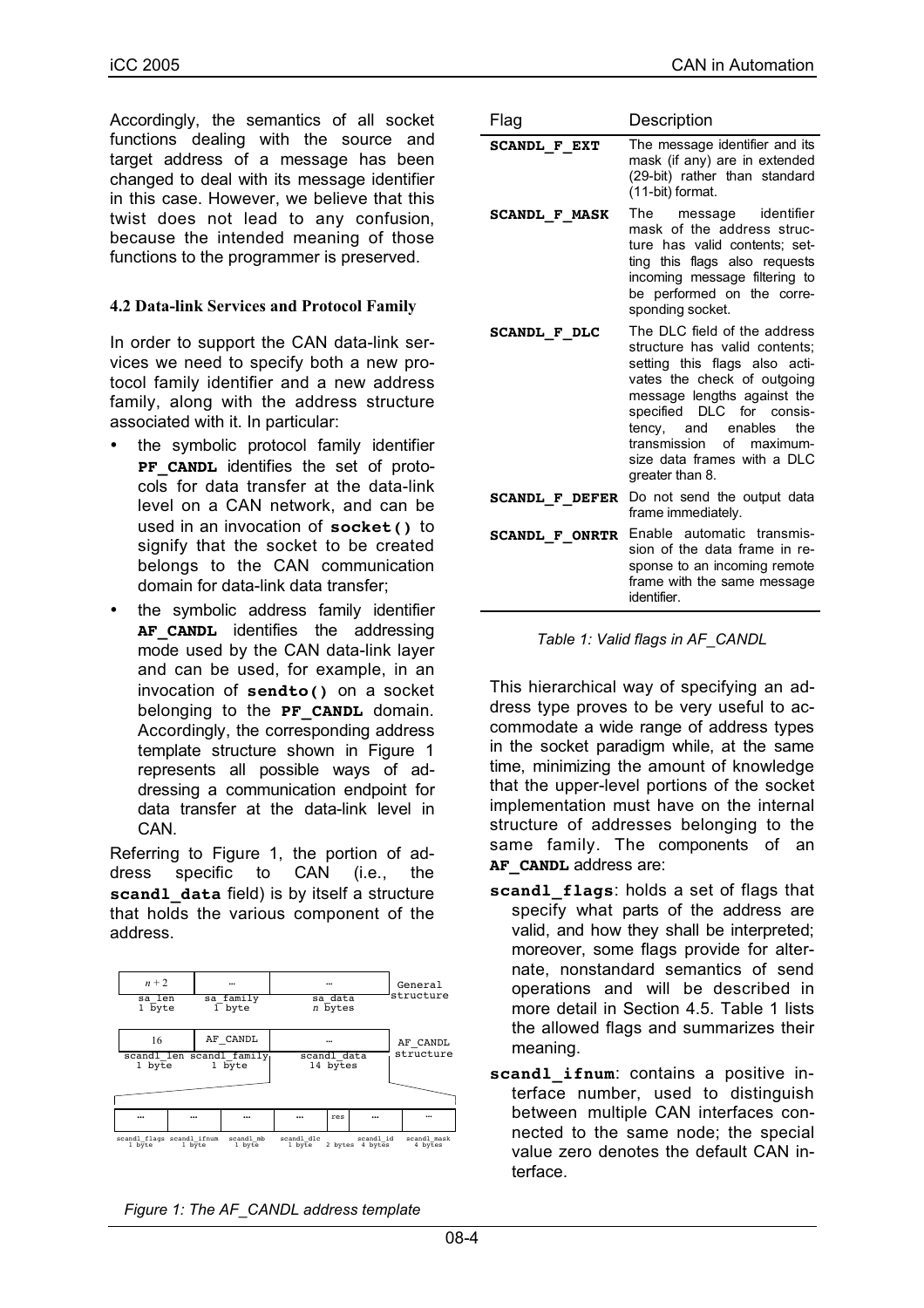Accordingly, the semantics of all socket functions dealing with the source and target address of a message has been changed to deal with its message identifier in this case. However, we believe that this twist does not lead to any confusion, because the intended meaning of those functions to the programmer is preserved.

### 4.2 Data-link Services and Protocol Family

In order to support the CAN data-link services we need to specify both a new protocol family identifier and a new address family, along with the address structure associated with it. In particular:

- the symbolic protocol family identifier **PF_CANDL** identifies the set of protocols for data transfer at the data-link level on a CAN network, and can be used in an invocation of **socket()** to signify that the socket to be created belongs to the CAN communication domain for data-link data transfer;
- the symbolic address family identifier **AF_CANDL** identifies the addressing mode used by the CAN data-link layer and can be used, for example, in an invocation of **sendto()** on a socket belonging to the **PF_CANDL** domain. Accordingly, the corresponding address template structure shown in Figure 1 represents all possible ways of addressing a communication endpoint for data transfer at the data-link level in CAN.

Referring to Figure 1, the portion of address specific to CAN (i.e., the **scandl_data** field) is by itself a structure that holds the various component of the address.

| $n+2$ | … | … | General structure |
|---|---|---|---|
| sa_len 1 byte | sa_family 1 byte | sa_data $n$ bytes | |

| 16 | AF_CANDL | … | AF_CANDL structure |
|---|---|---|---|
| scandl_len 1 byte | scandl_family 1 byte | scandl_data 14 bytes | |

| … | … | … | … | res | … | … |
|---|---|---|---|---|---|---|
| scandl_flags 1 byte | scandl_ifnum 1 byte | scandl_mb 1 byte | scandl_dlc 1 byte | 2 bytes | scandl_id 4 bytes | scandl_mask 4 bytes |

*Figure 1: The AF_CANDL address template*

| Flag | Description |
|---|---|
| **SCANDL_F_EXT** | The message identifier and its mask (if any) are in extended (29-bit) rather than standard (11-bit) format. |
| **SCANDL_F_MASK** | The message identifier mask of the address structure has valid contents; setting this flags also requests incoming message filtering to be performed on the corresponding socket. |
| **SCANDL_F_DLC** | The DLC field of the address structure has valid contents; setting this flags also activates the check of outgoing message lengths against the specified DLC for consistency, and enables the transmission of maximum-size data frames with a DLC greater than 8. |
| **SCANDL_F_DEFER** | Do not send the output data frame immediately. |
| **SCANDL_F_ONRTR** | Enable automatic transmission of the data frame in response to an incoming remote frame with the same message identifier. |

*Table 1: Valid flags in AF_CANDL*

This hierarchical way of specifying an address type proves to be very useful to accommodate a wide range of address types in the socket paradigm while, at the same time, minimizing the amount of knowledge that the upper-level portions of the socket implementation must have on the internal structure of addresses belonging to the same family. The components of an **AF_CANDL** address are:

- **scandl_flags**: holds a set of flags that specify what parts of the address are valid, and how they shall be interpreted; moreover, some flags provide for alternate, nonstandard semantics of send operations and will be described in more detail in Section 4.5. Table 1 lists the allowed flags and summarizes their meaning.
- **scandl_ifnum**: contains a positive interface number, used to distinguish between multiple CAN interfaces connected to the same node; the special value zero denotes the default CAN interface.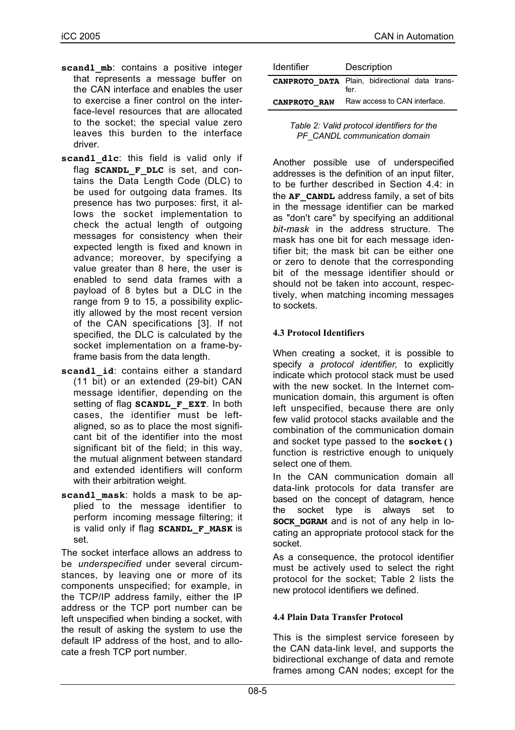- **scandl_mb**: contains a positive integer that represents a message buffer on the CAN interface and enables the user to exercise a finer control on the interface-level resources that are allocated to the socket; the special value zero leaves this burden to the interface driver.
- **scandl_dlc**: this field is valid only if flag **SCANDL_F_DLC** is set, and contains the Data Length Code (DLC) to be used for outgoing data frames. Its presence has two purposes: first, it allows the socket implementation to check the actual length of outgoing messages for consistency when their expected length is fixed and known in advance; moreover, by specifying a value greater than 8 here, the user is enabled to send data frames with a payload of 8 bytes but a DLC in the range from 9 to 15, a possibility explicitly allowed by the most recent version of the CAN specifications [3]. If not specified, the DLC is calculated by the socket implementation on a frame-by-frame basis from the data length.
- **scandl_id**: contains either a standard (11 bit) or an extended (29-bit) CAN message identifier, depending on the setting of flag **SCANDL_F_EXT**. In both cases, the identifier must be left-aligned, so as to place the most significant bit of the identifier into the most significant bit of the field; in this way, the mutual alignment between standard and extended identifiers will conform with their arbitration weight.
- **scandl_mask**: holds a mask to be applied to the message identifier to perform incoming message filtering; it is valid only if flag **SCANDL_F_MASK** is set.

The socket interface allows an address to be *underspecified* under several circumstances, by leaving one or more of its components unspecified; for example, in the TCP/IP address family, either the IP address or the TCP port number can be left unspecified when binding a socket, with the result of asking the system to use the default IP address of the host, and to allocate a fresh TCP port number.

| Identifier | Description |
| --- | --- |
| **CANPROTO_DATA** | Plain, bidirectional data transfer. |
| **CANPROTO_RAW** | Raw access to CAN interface. |

*Table 2: Valid protocol identifiers for the PF_CANDL communication domain*

Another possible use of underspecified addresses is the definition of an input filter, to be further described in Section 4.4: in the **AF_CANDL** address family, a set of bits in the message identifier can be marked as "don't care" by specifying an additional *bit-mask* in the address structure. The mask has one bit for each message identifier bit; the mask bit can be either one or zero to denote that the corresponding bit of the message identifier should or should not be taken into account, respectively, when matching incoming messages to sockets.

### 4.3 Protocol Identifiers

When creating a socket, it is possible to specify *a protocol identifier,* to explicitly indicate which protocol stack must be used with the new socket. In the Internet communication domain, this argument is often left unspecified, because there are only few valid protocol stacks available and the combination of the communication domain and socket type passed to the **socket()** function is restrictive enough to uniquely select one of them.

In the CAN communication domain all data-link protocols for data transfer are based on the concept of datagram, hence the socket type is always set to **SOCK_DGRAM** and is not of any help in locating an appropriate protocol stack for the socket.

As a consequence, the protocol identifier must be actively used to select the right protocol for the socket; Table 2 lists the new protocol identifiers we defined.

### 4.4 Plain Data Transfer Protocol

This is the simplest service foreseen by the CAN data-link level, and supports the bidirectional exchange of data and remote frames among CAN nodes; except for the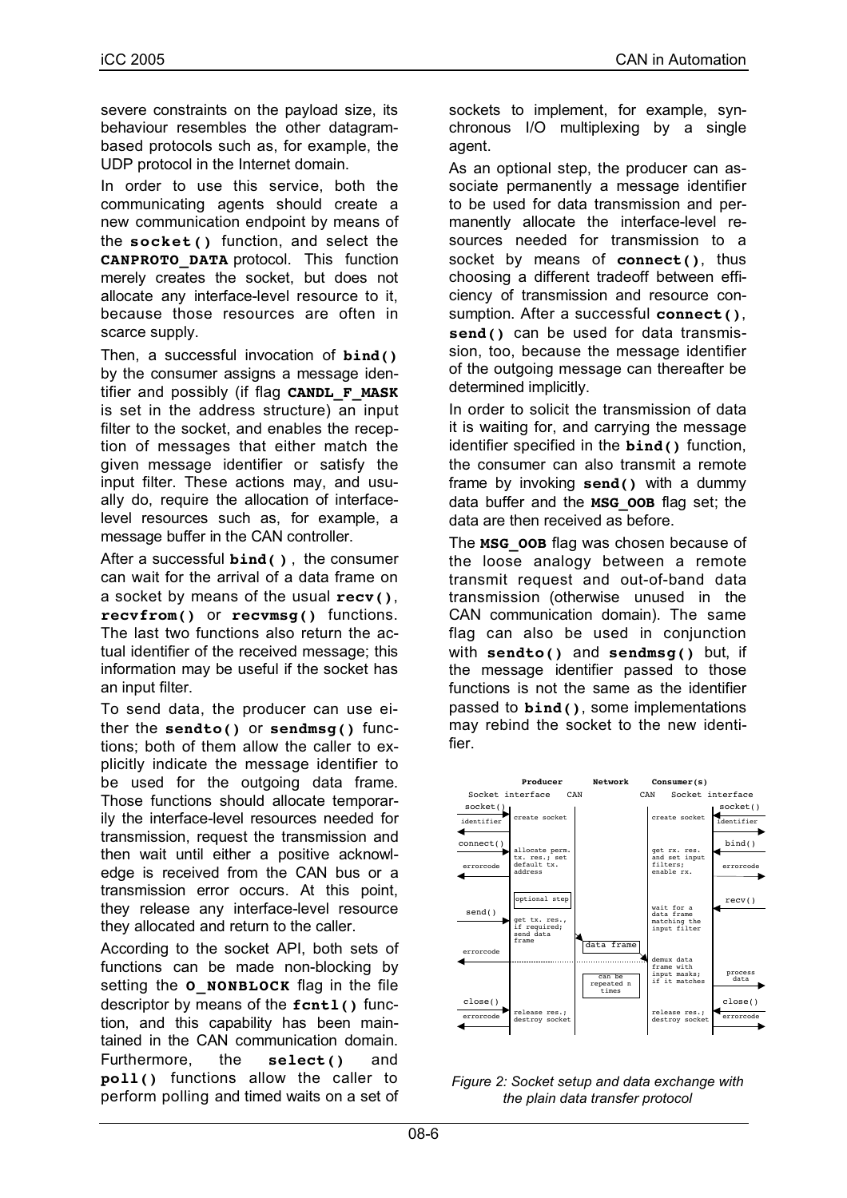severe constraints on the payload size, its behaviour resembles the other datagram-based protocols such as, for example, the UDP protocol in the Internet domain.

In order to use this service, both the communicating agents should create a new communication endpoint by means of the **socket()** function, and select the **CANPROTO_DATA** protocol. This function merely creates the socket, but does not allocate any interface-level resource to it, because those resources are often in scarce supply.

Then, a successful invocation of **bind()** by the consumer assigns a message identifier and possibly (if flag **CANDL_F_MASK** is set in the address structure) an input filter to the socket, and enables the reception of messages that either match the given message identifier or satisfy the input filter. These actions may, and usually do, require the allocation of interface-level resources such as, for example, a message buffer in the CAN controller.

After a successful **bind()**, the consumer can wait for the arrival of a data frame on a socket by means of the usual **recv()**, **recvfrom()** or **recvmsg()** functions. The last two functions also return the actual identifier of the received message; this information may be useful if the socket has an input filter.

To send data, the producer can use either the **sendto()** or **sendmsg()** functions; both of them allow the caller to explicitly indicate the message identifier to be used for the outgoing data frame. Those functions should allocate temporarily the interface-level resources needed for transmission, request the transmission and then wait until either a positive acknowledge is received from the CAN bus or a transmission error occurs. At this point, they release any interface-level resource they allocated and return to the caller.

According to the socket API, both sets of functions can be made non-blocking by setting the **O_NONBLOCK** flag in the file descriptor by means of the **fcntl()** function, and this capability has been maintained in the CAN communication domain. Furthermore, the **select()** and **poll()** functions allow the caller to perform polling and timed waits on a set of sockets to implement, for example, synchronous I/O multiplexing by a single agent.

As an optional step, the producer can associate permanently a message identifier to be used for data transmission and permanently allocate the interface-level resources needed for transmission to a socket by means of **connect()**, thus choosing a different tradeoff between efficiency of transmission and resource consumption. After a successful **connect()**, **send()** can be used for data transmission, too, because the message identifier of the outgoing message can thereafter be determined implicitly.

In order to solicit the transmission of data it is waiting for, and carrying the message identifier specified in the **bind()** function, the consumer can also transmit a remote frame by invoking **send()** with a dummy data buffer and the **MSG_OOB** flag set; the data are then received as before.

The **MSG_OOB** flag was chosen because of the loose analogy between a remote transmit request and out-of-band data transmission (otherwise unused in the CAN communication domain). The same flag can also be used in conjunction with **sendto()** and **sendmsg()** but, if the message identifier passed to those functions is not the same as the identifier passed to **bind()**, some implementations may rebind the socket to the new identifier.

*Figure 2: Socket setup and data exchange with the plain data transfer protocol*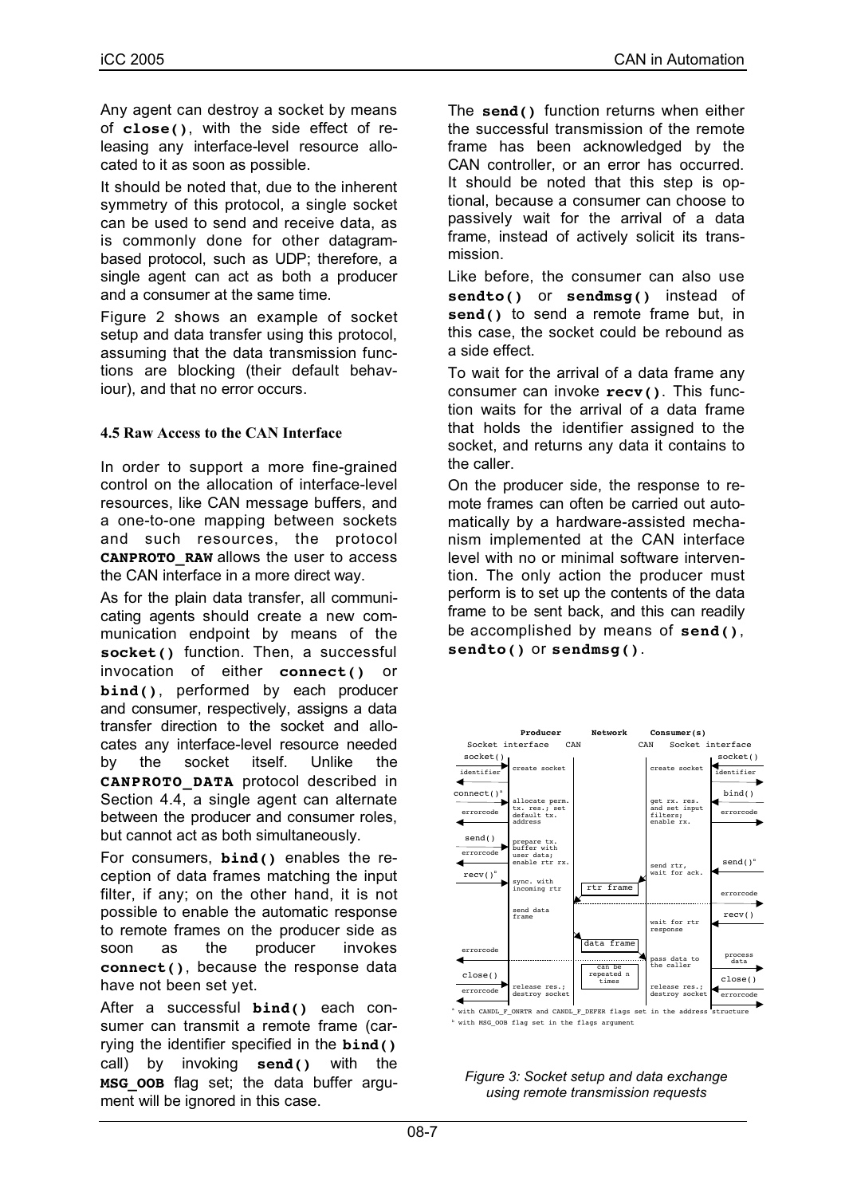Any agent can destroy a socket by means of **close()**, with the side effect of releasing any interface-level resource allocated to it as soon as possible.

It should be noted that, due to the inherent symmetry of this protocol, a single socket can be used to send and receive data, as is commonly done for other datagram-based protocol, such as UDP; therefore, a single agent can act as both a producer and a consumer at the same time.

Figure 2 shows an example of socket setup and data transfer using this protocol, assuming that the data transmission functions are blocking (their default behaviour), and that no error occurs.

#### 4.5 Raw Access to the CAN Interface

In order to support a more fine-grained control on the allocation of interface-level resources, like CAN message buffers, and a one-to-one mapping between sockets and such resources, the protocol **CANPROTO_RAW** allows the user to access the CAN interface in a more direct way.

As for the plain data transfer, all communicating agents should create a new communication endpoint by means of the **socket()** function. Then, a successful invocation of either **connect()** or **bind()**, performed by each producer and consumer, respectively, assigns a data transfer direction to the socket and allocates any interface-level resource needed by the socket itself. Unlike the **CANPROTO_DATA** protocol described in Section 4.4, a single agent can alternate between the producer and consumer roles, but cannot act as both simultaneously.

For consumers, **bind()** enables the reception of data frames matching the input filter, if any; on the other hand, it is not possible to enable the automatic response to remote frames on the producer side as soon as the producer invokes **connect()**, because the response data have not been set yet.

After a successful **bind()** each consumer can transmit a remote frame (carrying the identifier specified in the **bind()** call) by invoking **send()** with the **MSG_OOB** flag set; the data buffer argument will be ignored in this case.

The **send()** function returns when either the successful transmission of the remote frame has been acknowledged by the CAN controller, or an error has occurred. It should be noted that this step is optional, because a consumer can choose to passively wait for the arrival of a data frame, instead of actively solicit its transmission.

Like before, the consumer can also use **sendto()** or **sendmsg()** instead of **send()** to send a remote frame but, in this case, the socket could be rebound as a side effect.

To wait for the arrival of a data frame any consumer can invoke **recv()**. This function waits for the arrival of a data frame that holds the identifier assigned to the socket, and returns any data it contains to the caller.

On the producer side, the response to remote frames can often be carried out automatically by a hardware-assisted mechanism implemented at the CAN interface level with no or minimal software intervention. The only action the producer must perform is to set up the contents of the data frame to be sent back, and this can readily be accomplished by means of **send()**, **sendto()** or **sendmsg()**.

[a] with CANDL_F_ONRTR and CANDL_F_DEFER flags set in the address structure
[b] with MSG_OOB flag set in the flags argument

*Figure 3: Socket setup and data exchange using remote transmission requests*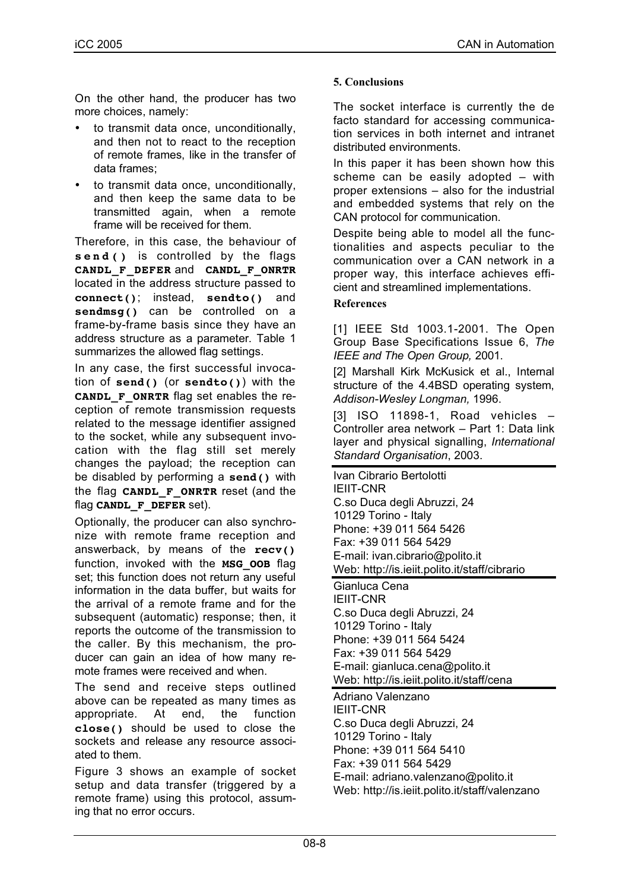On the other hand, the producer has two more choices, namely:

- to transmit data once, unconditionally, and then not to react to the reception of remote frames, like in the transfer of data frames;
- to transmit data once, unconditionally, and then keep the same data to be transmitted again, when a remote frame will be received for them.

Therefore, in this case, the behaviour of **send()** is controlled by the flags **CANDL_F_DEFER** and **CANDL_F_ONRTR** located in the address structure passed to **connect()**; instead, **sendto()** and **sendmsg()** can be controlled on a frame-by-frame basis since they have an address structure as a parameter. Table 1 summarizes the allowed flag settings.

In any case, the first successful invocation of **send()** (or **sendto()**) with the **CANDL_F_ONRTR** flag set enables the reception of remote transmission requests related to the message identifier assigned to the socket, while any subsequent invocation with the flag still set merely changes the payload; the reception can be disabled by performing a **send()** with the flag **CANDL_F_ONRTR** reset (and the flag **CANDL_F_DEFER** set).

Optionally, the producer can also synchronize with remote frame reception and answerback, by means of the **recv()** function, invoked with the **MSG_OOB** flag set; this function does not return any useful information in the data buffer, but waits for the arrival of a remote frame and for the subsequent (automatic) response; then, it reports the outcome of the transmission to the caller. By this mechanism, the producer can gain an idea of how many remote frames were received and when.

The send and receive steps outlined above can be repeated as many times as appropriate. At end, the function **close()** should be used to close the sockets and release any resource associated to them.

Figure 3 shows an example of socket setup and data transfer (triggered by a remote frame) using this protocol, assuming that no error occurs.

## 5. Conclusions

The socket interface is currently the de facto standard for accessing communication services in both internet and intranet distributed environments.

In this paper it has been shown how this scheme can be easily adopted – with proper extensions – also for the industrial and embedded systems that rely on the CAN protocol for communication.

Despite being able to model all the functionalities and aspects peculiar to the communication over a CAN network in a proper way, this interface achieves efficient and streamlined implementations.

## References

[1] IEEE Std 1003.1-2001. The Open Group Base Specifications Issue 6, *The IEEE and The Open Group,* 2001.

[2] Marshall Kirk McKusick et al., Internal structure of the 4.4BSD operating system, *Addison-Wesley Longman,* 1996.

[3] ISO 11898-1, Road vehicles – Controller area network – Part 1: Data link layer and physical signalling, *International Standard Organisation*, 2003.

---

Ivan Cibrario Bertolotti
IEIIT-CNR
C.so Duca degli Abruzzi, 24
10129 Torino - Italy
Phone: +39 011 564 5426
Fax: +39 011 564 5429
E-mail: ivan.cibrario@polito.it
Web: http://is.ieiit.polito.it/staff/cibrario

---

Gianluca Cena
IEIIT-CNR
C.so Duca degli Abruzzi, 24
10129 Torino - Italy
Phone: +39 011 564 5424
Fax: +39 011 564 5429
E-mail: gianluca.cena@polito.it
Web: http://is.ieiit.polito.it/staff/cena

---

Adriano Valenzano
IEIIT-CNR
C.so Duca degli Abruzzi, 24
10129 Torino - Italy
Phone: +39 011 564 5410
Fax: +39 011 564 5429
E-mail: adriano.valenzano@polito.it
Web: http://is.ieiit.polito.it/staff/valenzano